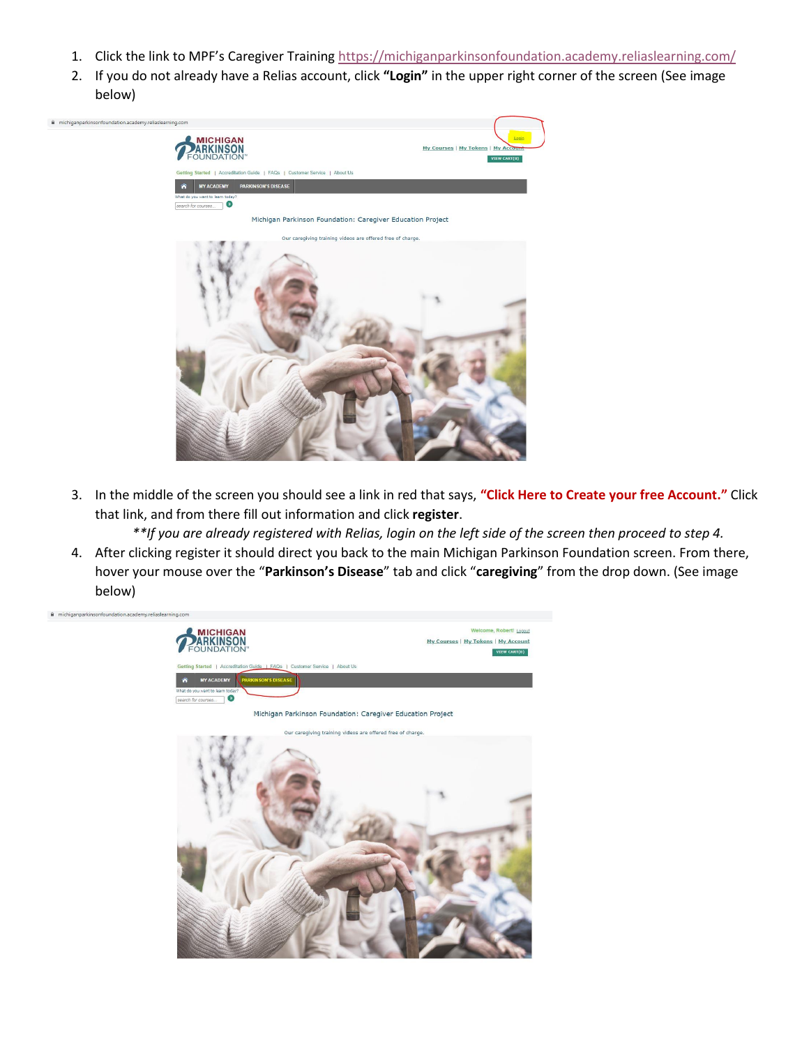1. Click the link to MPF's Caregiver Training https://michiganparkinsonfoundation.academy.reliaslearning.com/
2. If you do not already have a Relias account, click **"Login"** in the upper right corner of the screen (See image below)
3. In the middle of the screen you should see a link in red that says, **"Click Here to Create your free Account."** Click that link, and from there fill out information and click **register**.

   ***If you are already registered with Relias, login on the left side of the screen then proceed to step 4.*

4. After clicking register it should direct you back to the main Michigan Parkinson Foundation screen. From there, hover your mouse over the "**Parkinson's Disease**" tab and click "**caregiving**" from the drop down. (See image below)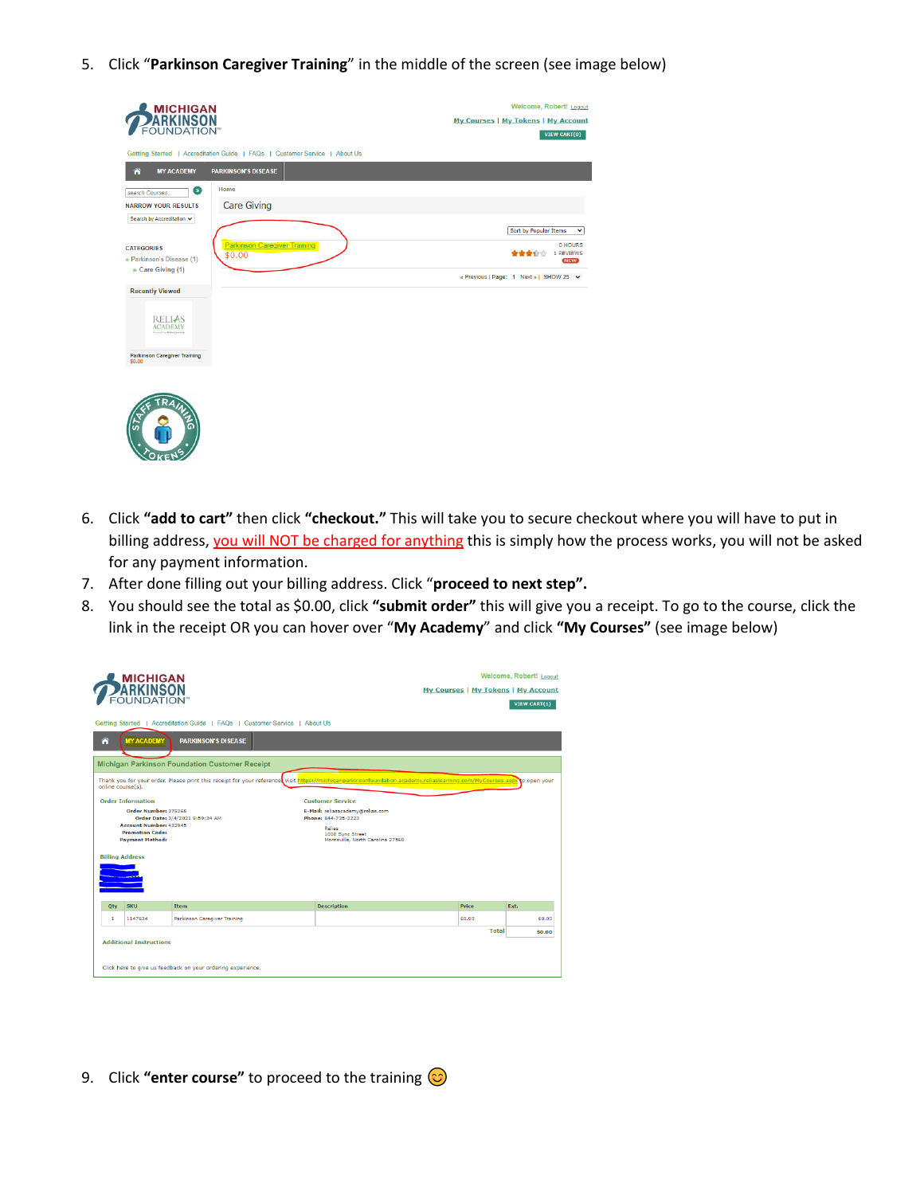5. Click "**Parkinson Caregiver Training**" in the middle of the screen (see image below)

6. Click **"add to cart"** then click **"checkout."** This will take you to secure checkout where you will have to put in billing address, you will NOT be charged for anything this is simply how the process works, you will not be asked for any payment information.
7. After done filling out your billing address. Click "**proceed to next step**".
8. You should see the total as $0.00, click **"submit order"** this will give you a receipt. To go to the course, click the link in the receipt OR you can hover over "**My Academy**" and click **"My Courses"** (see image below)

9. Click **"enter course"** to proceed to the training 😊